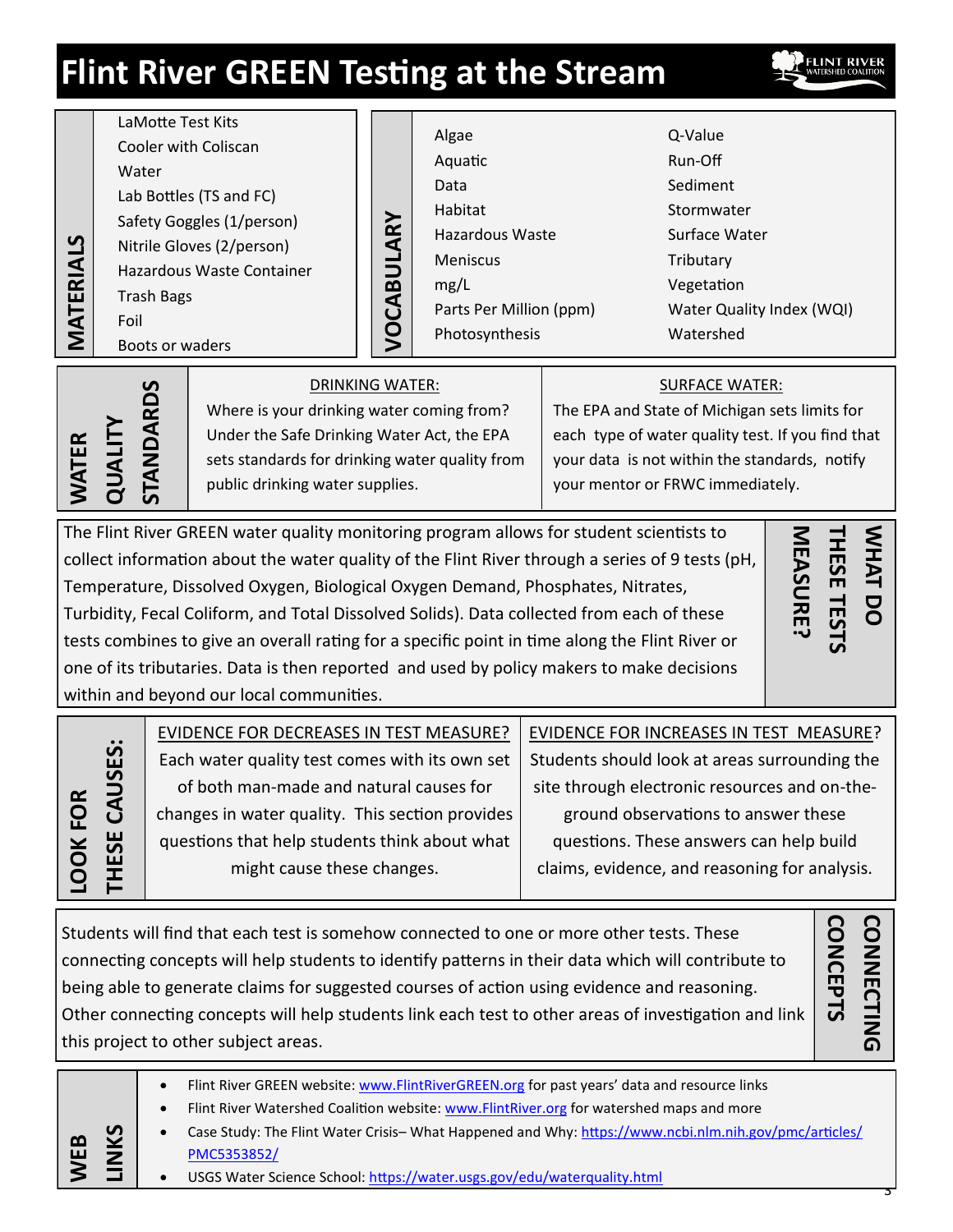# Flint River GREEN Testing at the Stream

## MATERIALS

- LaMotte Test Kits
- Cooler with Coliscan
- Water
- Lab Bottles (TS and FC)
- Safety Goggles (1/person)
- Nitrile Gloves (2/person)
- Hazardous Waste Container
- Trash Bags
- Foil
- Boots or waders

## VOCABULARY

| | |
|---|---|
| Algae | Q-Value |
| Aquatic | Run-Off |
| Data | Sediment |
| Habitat | Stormwater |
| Hazardous Waste | Surface Water |
| Meniscus | Tributary |
| mg/L | Vegetation |
| Parts Per Million (ppm) | Water Quality Index (WQI) |
| Photosynthesis | Watershed |

## WATER QUALITY STANDARDS

**DRINKING WATER:**

Where is your drinking water coming from? Under the Safe Drinking Water Act, the EPA sets standards for drinking water quality from public drinking water supplies.

**SURFACE WATER:**

The EPA and State of Michigan sets limits for each type of water quality test. If you find that your data is not within the standards, notify your mentor or FRWC immediately.

## WHAT DO THESE TESTS MEASURE?

The Flint River GREEN water quality monitoring program allows for student scientists to collect information about the water quality of the Flint River through a series of 9 tests (pH, Temperature, Dissolved Oxygen, Biological Oxygen Demand, Phosphates, Nitrates, Turbidity, Fecal Coliform, and Total Dissolved Solids). Data collected from each of these tests combines to give an overall rating for a specific point in time along the Flint River or one of its tributaries. Data is then reported and used by policy makers to make decisions within and beyond our local communities.

## LOOK FOR THESE CAUSES:

**EVIDENCE FOR DECREASES IN TEST MEASURE?**

Each water quality test comes with its own set of both man-made and natural causes for changes in water quality. This section provides questions that help students think about what might cause these changes.

**EVIDENCE FOR INCREASES IN TEST MEASURE?**

Students should look at areas surrounding the site through electronic resources and on-the-ground observations to answer these questions. These answers can help build claims, evidence, and reasoning for analysis.

## CONNECTING CONCEPTS

Students will find that each test is somehow connected to one or more other tests. These connecting concepts will help students to identify patterns in their data which will contribute to being able to generate claims for suggested courses of action using evidence and reasoning. Other connecting concepts will help students link each test to other areas of investigation and link this project to other subject areas.

## WEB LINKS

- Flint River GREEN website: www.FlintRiverGREEN.org for past years' data and resource links
- Flint River Watershed Coalition website: www.FlintRiver.org for watershed maps and more
- Case Study: The Flint Water Crisis– What Happened and Why: https://www.ncbi.nlm.nih.gov/pmc/articles/PMC5353852/
- USGS Water Science School: https://water.usgs.gov/edu/waterquality.html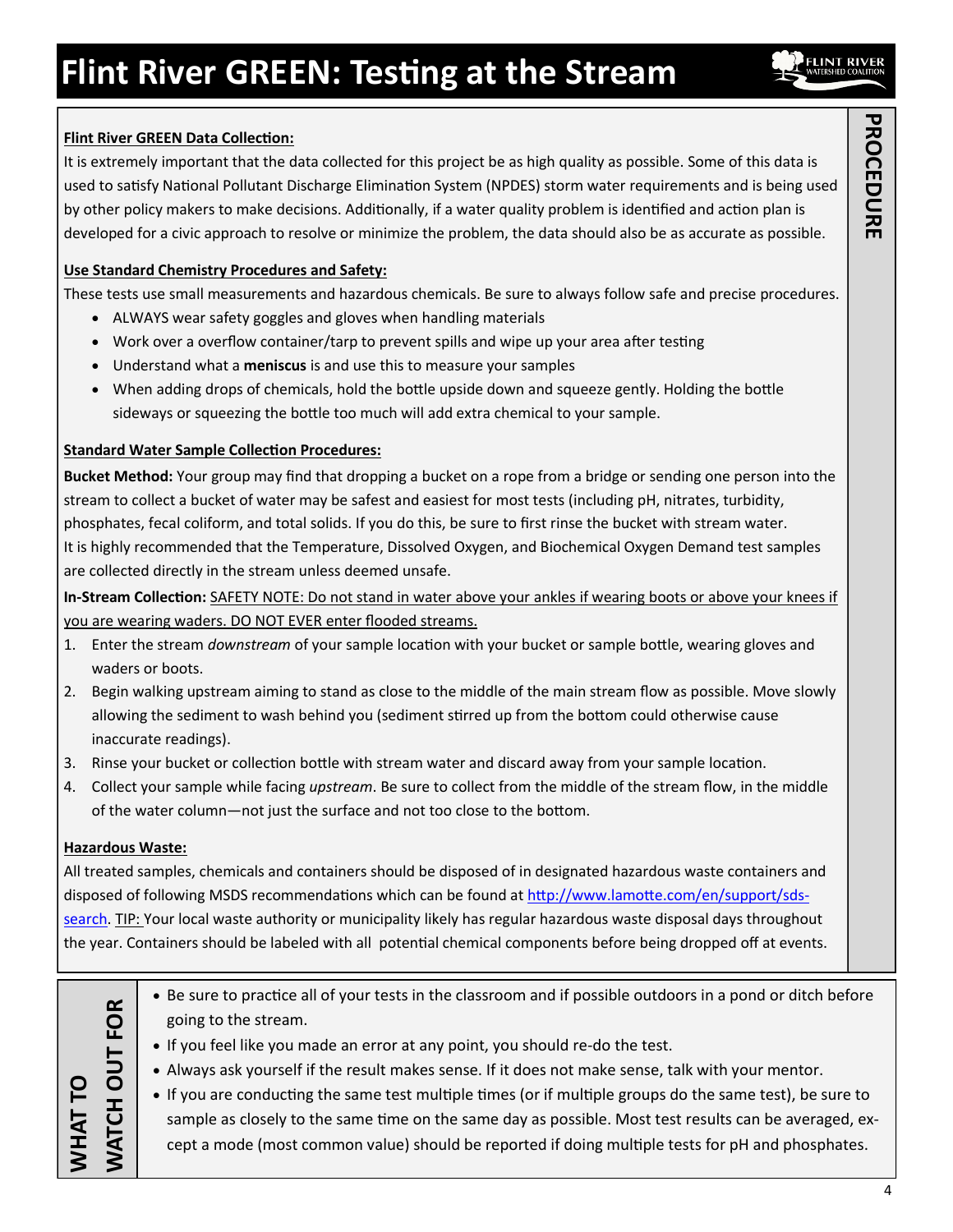# Flint River GREEN: Testing at the Stream

## PROCEDURE

**Flint River GREEN Data Collection:**

It is extremely important that the data collected for this project be as high quality as possible. Some of this data is used to satisfy National Pollutant Discharge Elimination System (NPDES) storm water requirements and is being used by other policy makers to make decisions. Additionally, if a water quality problem is identified and action plan is developed for a civic approach to resolve or minimize the problem, the data should also be as accurate as possible.

**Use Standard Chemistry Procedures and Safety:**

These tests use small measurements and hazardous chemicals. Be sure to always follow safe and precise procedures.

- ALWAYS wear safety goggles and gloves when handling materials
- Work over a overflow container/tarp to prevent spills and wipe up your area after testing
- Understand what a **meniscus** is and use this to measure your samples
- When adding drops of chemicals, hold the bottle upside down and squeeze gently. Holding the bottle sideways or squeezing the bottle too much will add extra chemical to your sample.

**Standard Water Sample Collection Procedures:**

**Bucket Method:** Your group may find that dropping a bucket on a rope from a bridge or sending one person into the stream to collect a bucket of water may be safest and easiest for most tests (including pH, nitrates, turbidity, phosphates, fecal coliform, and total solids. If you do this, be sure to first rinse the bucket with stream water. It is highly recommended that the Temperature, Dissolved Oxygen, and Biochemical Oxygen Demand test samples are collected directly in the stream unless deemed unsafe.

**In-Stream Collection:** SAFETY NOTE: Do not stand in water above your ankles if wearing boots or above your knees if you are wearing waders. DO NOT EVER enter flooded streams.

1. Enter the stream *downstream* of your sample location with your bucket or sample bottle, wearing gloves and waders or boots.
2. Begin walking upstream aiming to stand as close to the middle of the main stream flow as possible. Move slowly allowing the sediment to wash behind you (sediment stirred up from the bottom could otherwise cause inaccurate readings).
3. Rinse your bucket or collection bottle with stream water and discard away from your sample location.
4. Collect your sample while facing *upstream*. Be sure to collect from the middle of the stream flow, in the middle of the water column—not just the surface and not too close to the bottom.

**Hazardous Waste:**

All treated samples, chemicals and containers should be disposed of in designated hazardous waste containers and disposed of following MSDS recommendations which can be found at http://www.lamotte.com/en/support/sds-search. TIP: Your local waste authority or municipality likely has regular hazardous waste disposal days throughout the year. Containers should be labeled with all potential chemical components before being dropped off at events.

## WHAT TO WATCH OUT FOR

- Be sure to practice all of your tests in the classroom and if possible outdoors in a pond or ditch before going to the stream.
- If you feel like you made an error at any point, you should re-do the test.
- Always ask yourself if the result makes sense. If it does not make sense, talk with your mentor.
- If you are conducting the same test multiple times (or if multiple groups do the same test), be sure to sample as closely to the same time on the same day as possible. Most test results can be averaged, except a mode (most common value) should be reported if doing multiple tests for pH and phosphates.